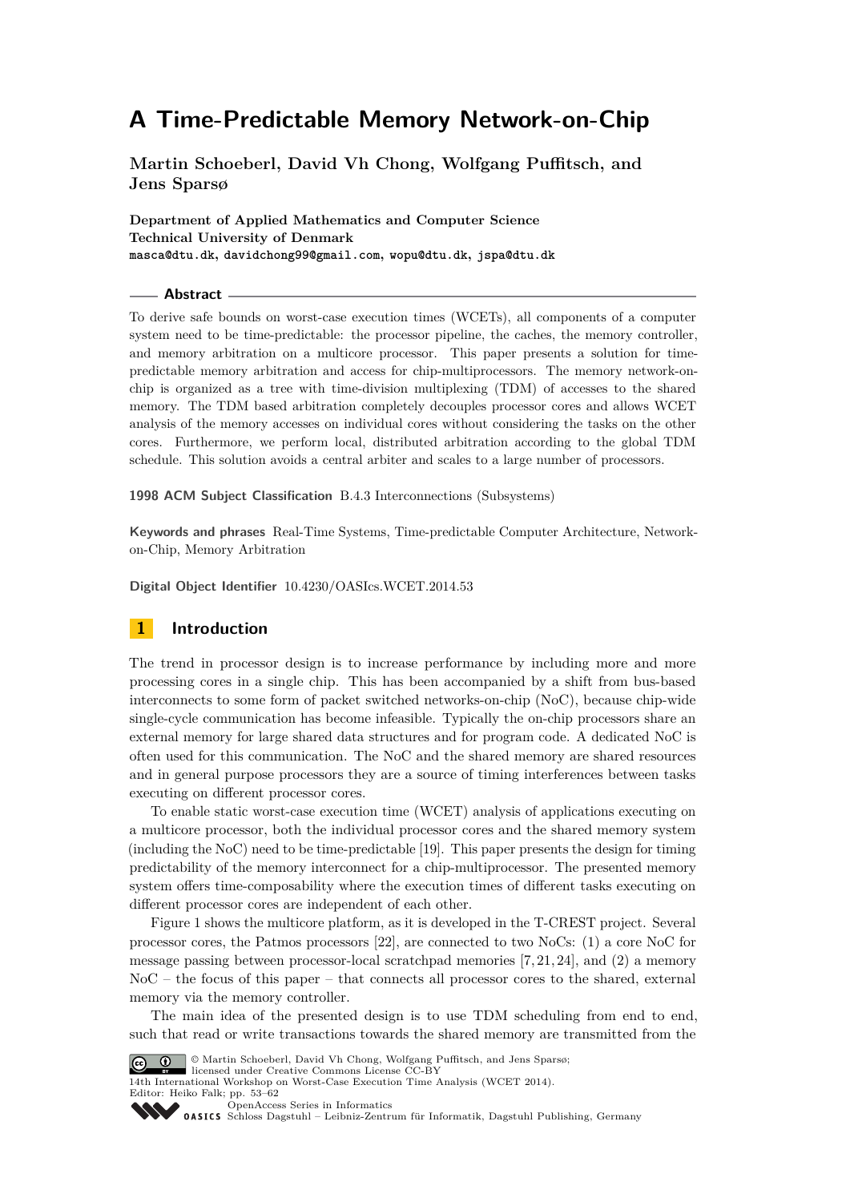# A Time-Predictable Memory Network-on-Chip

**Martin Schoeberl, David Vh Chong, Wolfgang Puffitsch, and Jens Sparsø**

**Department of Applied Mathematics and Computer Science**
**Technical University of Denmark**
**masca@dtu.dk, davidchong99@gmail.com, wopu@dtu.dk, jspa@dtu.dk**

## Abstract

To derive safe bounds on worst-case execution times (WCETs), all components of a computer system need to be time-predictable: the processor pipeline, the caches, the memory controller, and memory arbitration on a multicore processor. This paper presents a solution for time-predictable memory arbitration and access for chip-multiprocessors. The memory network-on-chip is organized as a tree with time-division multiplexing (TDM) of accesses to the shared memory. The TDM based arbitration completely decouples processor cores and allows WCET analysis of the memory accesses on individual cores without considering the tasks on the other cores. Furthermore, we perform local, distributed arbitration according to the global TDM schedule. This solution avoids a central arbiter and scales to a large number of processors.

**1998 ACM Subject Classification** B.4.3 Interconnections (Subsystems)

**Keywords and phrases** Real-Time Systems, Time-predictable Computer Architecture, Network-on-Chip, Memory Arbitration

**Digital Object Identifier** 10.4230/OASIcs.WCET.2014.53

## 1 Introduction

The trend in processor design is to increase performance by including more and more processing cores in a single chip. This has been accompanied by a shift from bus-based interconnects to some form of packet switched networks-on-chip (NoC), because chip-wide single-cycle communication has become infeasible. Typically the on-chip processors share an external memory for large shared data structures and for program code. A dedicated NoC is often used for this communication. The NoC and the shared memory are shared resources and in general purpose processors they are a source of timing interferences between tasks executing on different processor cores.

To enable static worst-case execution time (WCET) analysis of applications executing on a multicore processor, both the individual processor cores and the shared memory system (including the NoC) need to be time-predictable [19]. This paper presents the design for timing predictability of the memory interconnect for a chip-multiprocessor. The presented memory system offers time-composability where the execution times of different tasks executing on different processor cores are independent of each other.

Figure 1 shows the multicore platform, as it is developed in the T-CREST project. Several processor cores, the Patmos processors [22], are connected to two NoCs: (1) a core NoC for message passing between processor-local scratchpad memories [7, 21, 24], and (2) a memory NoC – the focus of this paper – that connects all processor cores to the shared, external memory via the memory controller.

The main idea of the presented design is to use TDM scheduling from end to end, such that read or write transactions towards the shared memory are transmitted from the

© Martin Schoeberl, David Vh Chong, Wolfgang Puffitsch, and Jens Sparsø;
licensed under Creative Commons License CC-BY
14th International Workshop on Worst-Case Execution Time Analysis (WCET 2014).
Editor: Heiko Falk; pp. 53–62
OpenAccess Series in Informatics
Schloss Dagstuhl – Leibniz-Zentrum für Informatik, Dagstuhl Publishing, Germany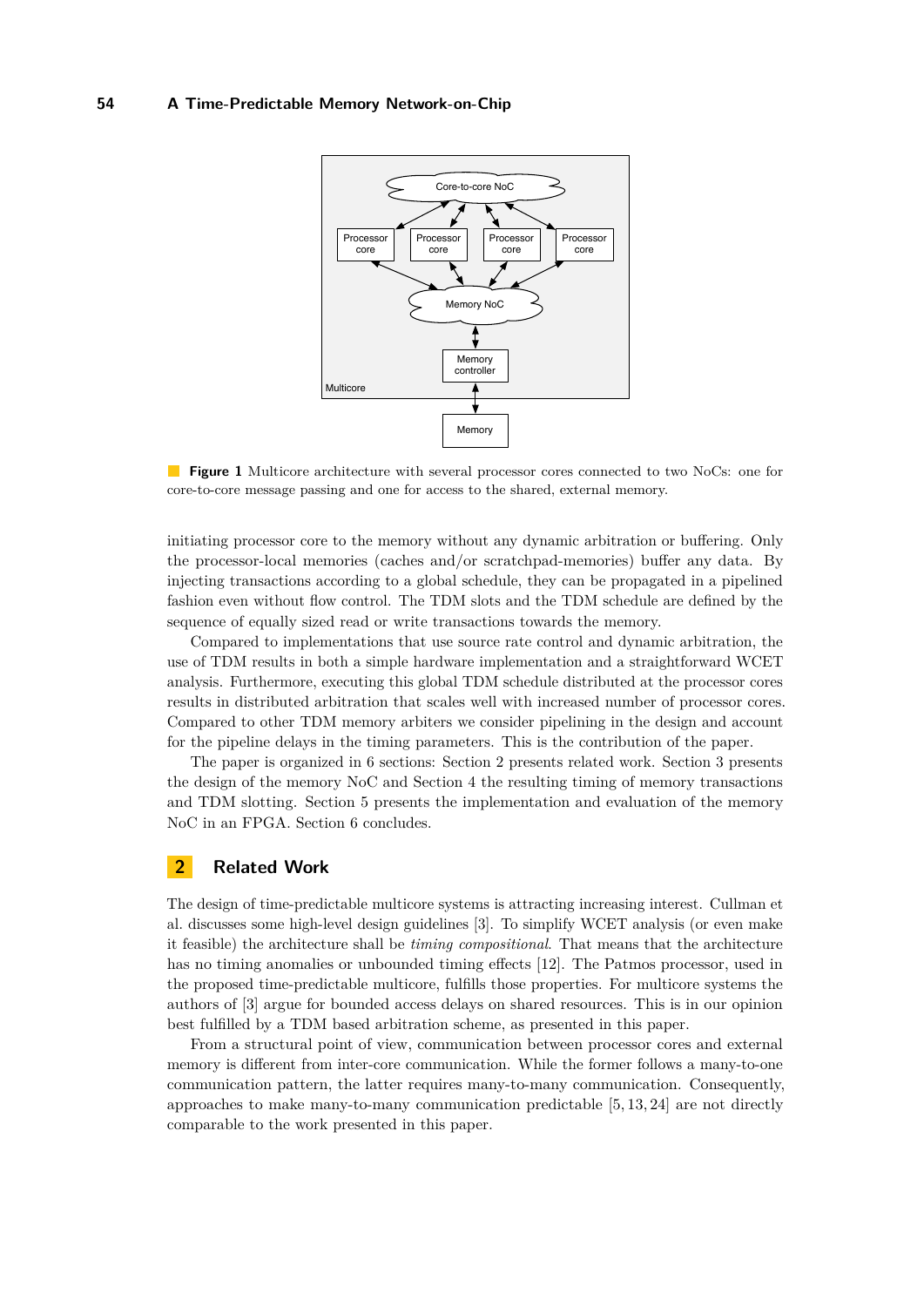**Figure 1** Multicore architecture with several processor cores connected to two NoCs: one for core-to-core message passing and one for access to the shared, external memory.

initiating processor core to the memory without any dynamic arbitration or buffering. Only the processor-local memories (caches and/or scratchpad-memories) buffer any data. By injecting transactions according to a global schedule, they can be propagated in a pipelined fashion even without flow control. The TDM slots and the TDM schedule are defined by the sequence of equally sized read or write transactions towards the memory.

Compared to implementations that use source rate control and dynamic arbitration, the use of TDM results in both a simple hardware implementation and a straightforward WCET analysis. Furthermore, executing this global TDM schedule distributed at the processor cores results in distributed arbitration that scales well with increased number of processor cores. Compared to other TDM memory arbiters we consider pipelining in the design and account for the pipeline delays in the timing parameters. This is the contribution of the paper.

The paper is organized in 6 sections: Section 2 presents related work. Section 3 presents the design of the memory NoC and Section 4 the resulting timing of memory transactions and TDM slotting. Section 5 presents the implementation and evaluation of the memory NoC in an FPGA. Section 6 concludes.

## 2 Related Work

The design of time-predictable multicore systems is attracting increasing interest. Cullman et al. discusses some high-level design guidelines [3]. To simplify WCET analysis (or even make it feasible) the architecture shall be *timing compositional*. That means that the architecture has no timing anomalies or unbounded timing effects [12]. The Patmos processor, used in the proposed time-predictable multicore, fulfills those properties. For multicore systems the authors of [3] argue for bounded access delays on shared resources. This is in our opinion best fulfilled by a TDM based arbitration scheme, as presented in this paper.

From a structural point of view, communication between processor cores and external memory is different from inter-core communication. While the former follows a many-to-one communication pattern, the latter requires many-to-many communication. Consequently, approaches to make many-to-many communication predictable [5, 13, 24] are not directly comparable to the work presented in this paper.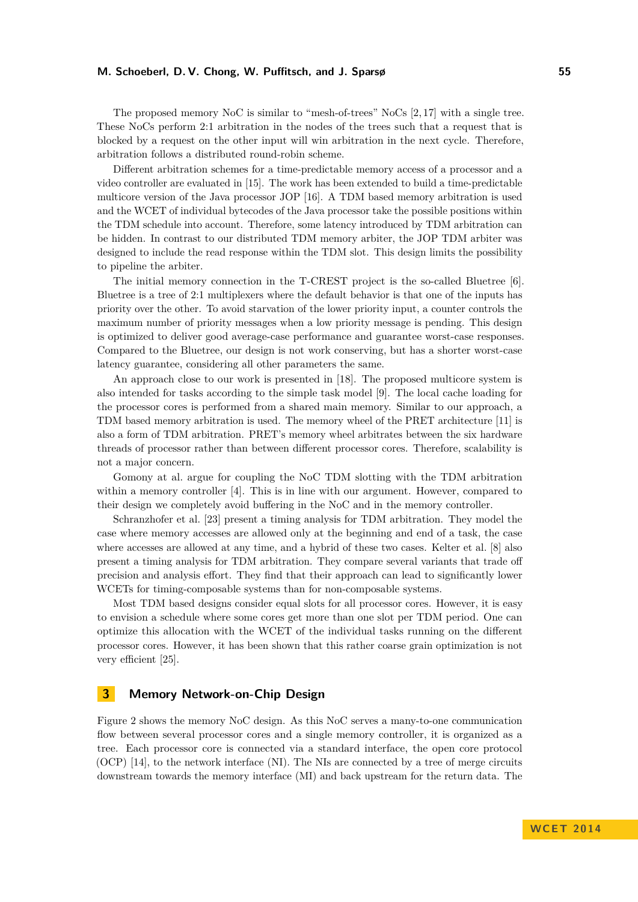The proposed memory NoC is similar to "mesh-of-trees" NoCs [2, 17] with a single tree. These NoCs perform 2:1 arbitration in the nodes of the trees such that a request that is blocked by a request on the other input will win arbitration in the next cycle. Therefore, arbitration follows a distributed round-robin scheme.

Different arbitration schemes for a time-predictable memory access of a processor and a video controller are evaluated in [15]. The work has been extended to build a time-predictable multicore version of the Java processor JOP [16]. A TDM based memory arbitration is used and the WCET of individual bytecodes of the Java processor take the possible positions within the TDM schedule into account. Therefore, some latency introduced by TDM arbitration can be hidden. In contrast to our distributed TDM memory arbiter, the JOP TDM arbiter was designed to include the read response within the TDM slot. This design limits the possibility to pipeline the arbiter.

The initial memory connection in the T-CREST project is the so-called Bluetree [6]. Bluetree is a tree of 2:1 multiplexers where the default behavior is that one of the inputs has priority over the other. To avoid starvation of the lower priority input, a counter controls the maximum number of priority messages when a low priority message is pending. This design is optimized to deliver good average-case performance and guarantee worst-case responses. Compared to the Bluetree, our design is not work conserving, but has a shorter worst-case latency guarantee, considering all other parameters the same.

An approach close to our work is presented in [18]. The proposed multicore system is also intended for tasks according to the simple task model [9]. The local cache loading for the processor cores is performed from a shared main memory. Similar to our approach, a TDM based memory arbitration is used. The memory wheel of the PRET architecture [11] is also a form of TDM arbitration. PRET's memory wheel arbitrates between the six hardware threads of processor rather than between different processor cores. Therefore, scalability is not a major concern.

Gomony at al. argue for coupling the NoC TDM slotting with the TDM arbitration within a memory controller [4]. This is in line with our argument. However, compared to their design we completely avoid buffering in the NoC and in the memory controller.

Schranzhofer et al. [23] present a timing analysis for TDM arbitration. They model the case where memory accesses are allowed only at the beginning and end of a task, the case where accesses are allowed at any time, and a hybrid of these two cases. Kelter et al. [8] also present a timing analysis for TDM arbitration. They compare several variants that trade off precision and analysis effort. They find that their approach can lead to significantly lower WCETs for timing-composable systems than for non-composable systems.

Most TDM based designs consider equal slots for all processor cores. However, it is easy to envision a schedule where some cores get more than one slot per TDM period. One can optimize this allocation with the WCET of the individual tasks running on the different processor cores. However, it has been shown that this rather coarse grain optimization is not very efficient [25].

## 3 Memory Network-on-Chip Design

Figure 2 shows the memory NoC design. As this NoC serves a many-to-one communication flow between several processor cores and a single memory controller, it is organized as a tree. Each processor core is connected via a standard interface, the open core protocol (OCP) [14], to the network interface (NI). The NIs are connected by a tree of merge circuits downstream towards the memory interface (MI) and back upstream for the return data. The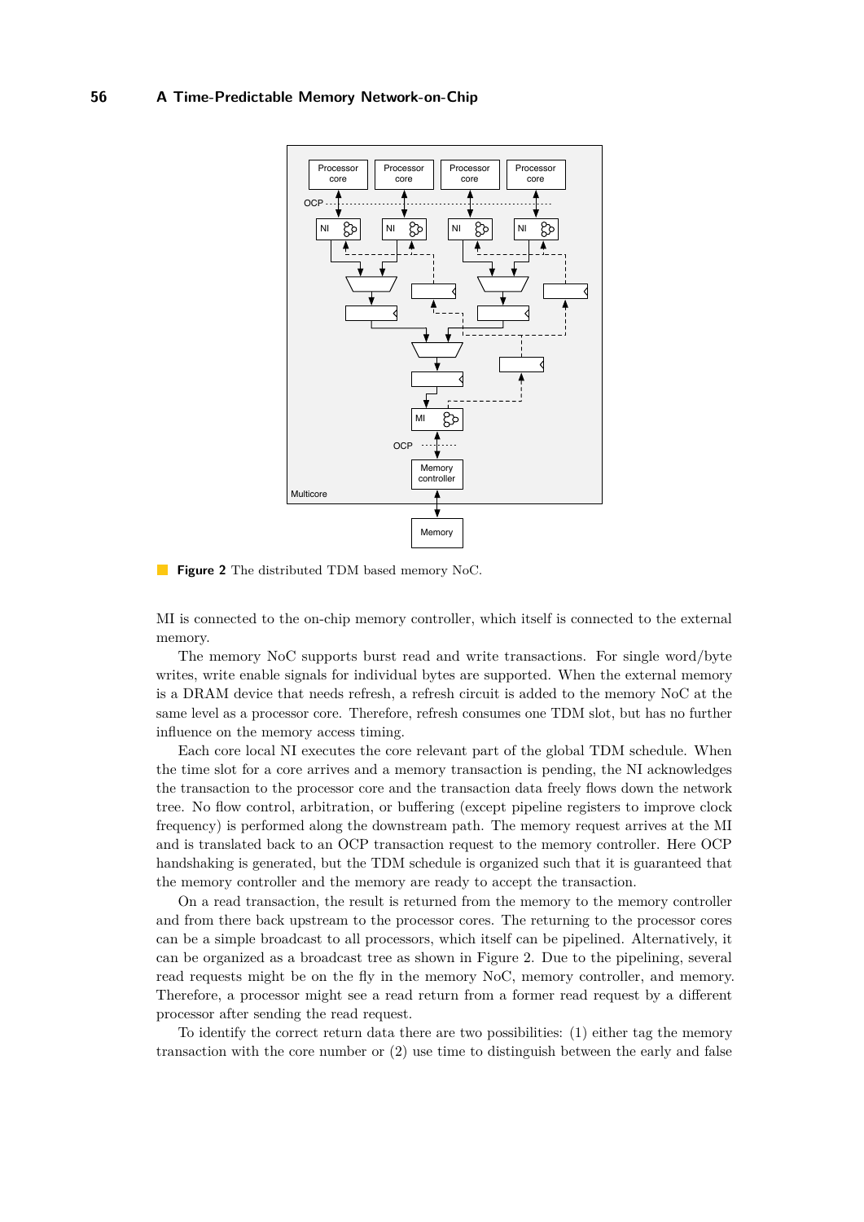**Figure 2** The distributed TDM based memory NoC.

MI is connected to the on-chip memory controller, which itself is connected to the external memory.

The memory NoC supports burst read and write transactions. For single word/byte writes, write enable signals for individual bytes are supported. When the external memory is a DRAM device that needs refresh, a refresh circuit is added to the memory NoC at the same level as a processor core. Therefore, refresh consumes one TDM slot, but has no further influence on the memory access timing.

Each core local NI executes the core relevant part of the global TDM schedule. When the time slot for a core arrives and a memory transaction is pending, the NI acknowledges the transaction to the processor core and the transaction data freely flows down the network tree. No flow control, arbitration, or buffering (except pipeline registers to improve clock frequency) is performed along the downstream path. The memory request arrives at the MI and is translated back to an OCP transaction request to the memory controller. Here OCP handshaking is generated, but the TDM schedule is organized such that it is guaranteed that the memory controller and the memory are ready to accept the transaction.

On a read transaction, the result is returned from the memory to the memory controller and from there back upstream to the processor cores. The returning to the processor cores can be a simple broadcast to all processors, which itself can be pipelined. Alternatively, it can be organized as a broadcast tree as shown in Figure 2. Due to the pipelining, several read requests might be on the fly in the memory NoC, memory controller, and memory. Therefore, a processor might see a read return from a former read request by a different processor after sending the read request.

To identify the correct return data there are two possibilities: (1) either tag the memory transaction with the core number or (2) use time to distinguish between the early and false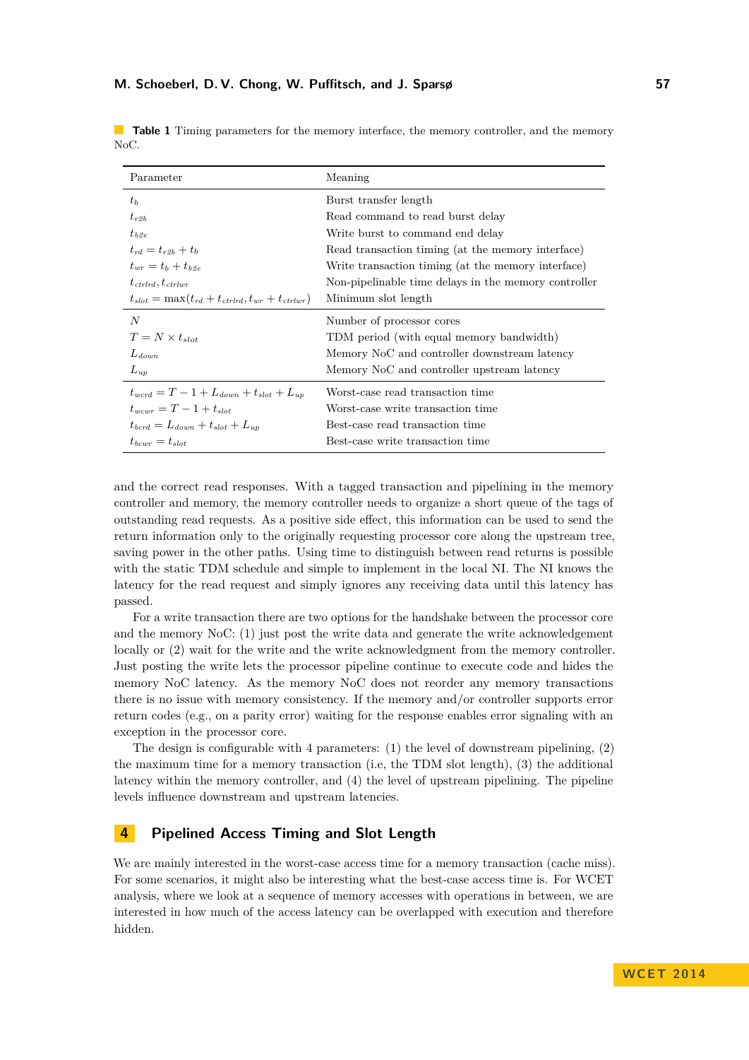**Table 1** Timing parameters for the memory interface, the memory controller, and the memory NoC.

| Parameter | Meaning |
|---|---|
| $t_b$ | Burst transfer length |
| $t_{r2b}$ | Read command to read burst delay |
| $t_{b2e}$ | Write burst to command end delay |
| $t_{rd} = t_{r2b} + t_b$ | Read transaction timing (at the memory interface) |
| $t_{wr} = t_b + t_{b2e}$ | Write transaction timing (at the memory interface) |
| $t_{ctrlrd}, t_{ctrlwr}$ | Non-pipelinable time delays in the memory controller |
| $t_{slot} = \max(t_{rd} + t_{ctrlrd}, t_{wr} + t_{ctrlwr})$ | Minimum slot length |
| $N$ | Number of processor cores |
| $T = N \times t_{slot}$ | TDM period (with equal memory bandwidth) |
| $L_{down}$ | Memory NoC and controller downstream latency |
| $L_{up}$ | Memory NoC and controller upstream latency |
| $t_{wcrd} = T - 1 + L_{down} + t_{slot} + L_{up}$ | Worst-case read transaction time |
| $t_{wcwr} = T - 1 + t_{slot}$ | Worst-case write transaction time |
| $t_{bcrd} = L_{down} + t_{slot} + L_{up}$ | Best-case read transaction time |
| $t_{bcwr} = t_{slot}$ | Best-case write transaction time |

and the correct read responses. With a tagged transaction and pipelining in the memory controller and memory, the memory controller needs to organize a short queue of the tags of outstanding read requests. As a positive side effect, this information can be used to send the return information only to the originally requesting processor core along the upstream tree, saving power in the other paths. Using time to distinguish between read returns is possible with the static TDM schedule and simple to implement in the local NI. The NI knows the latency for the read request and simply ignores any receiving data until this latency has passed.

For a write transaction there are two options for the handshake between the processor core and the memory NoC: (1) just post the write data and generate the write acknowledgement locally or (2) wait for the write and the write acknowledgment from the memory controller. Just posting the write lets the processor pipeline continue to execute code and hides the memory NoC latency. As the memory NoC does not reorder any memory transactions there is no issue with memory consistency. If the memory and/or controller supports error return codes (e.g., on a parity error) waiting for the response enables error signaling with an exception in the processor core.

The design is configurable with 4 parameters: (1) the level of downstream pipelining, (2) the maximum time for a memory transaction (i.e, the TDM slot length), (3) the additional latency within the memory controller, and (4) the level of upstream pipelining. The pipeline levels influence downstream and upstream latencies.

## 4 Pipelined Access Timing and Slot Length

We are mainly interested in the worst-case access time for a memory transaction (cache miss). For some scenarios, it might also be interesting what the best-case access time is. For WCET analysis, where we look at a sequence of memory accesses with operations in between, we are interested in how much of the access latency can be overlapped with execution and therefore hidden.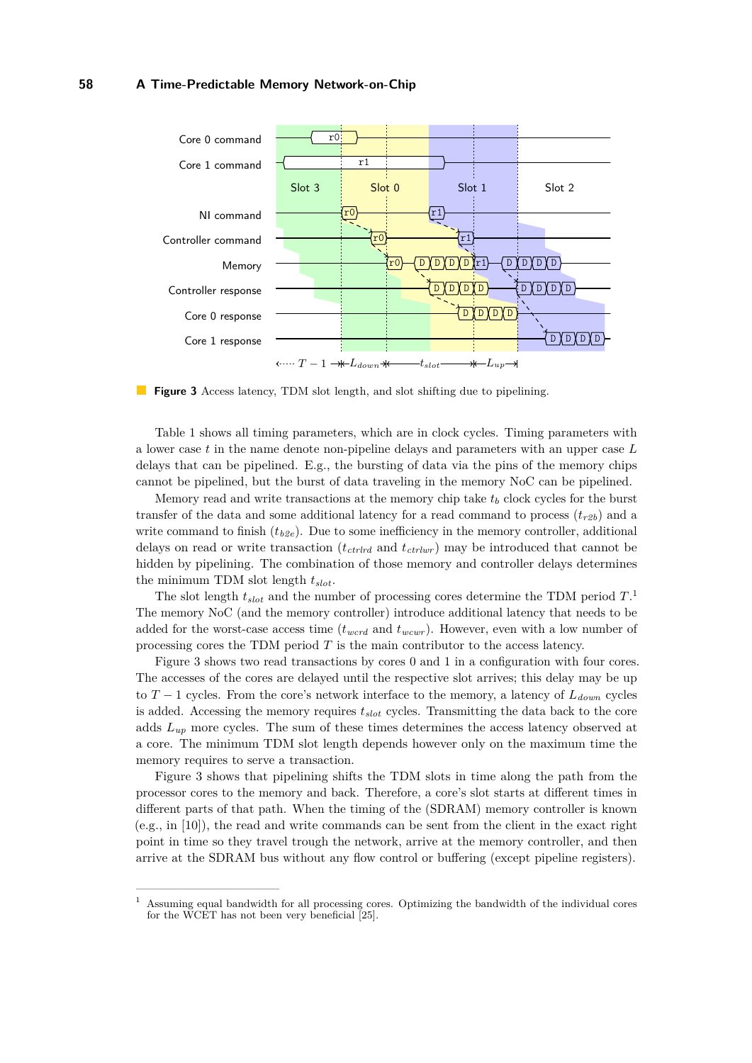**Figure 3** Access latency, TDM slot length, and slot shifting due to pipelining.

Table 1 shows all timing parameters, which are in clock cycles. Timing parameters with a lower case $t$ in the name denote non-pipeline delays and parameters with an upper case $L$ delays that can be pipelined. E.g., the bursting of data via the pins of the memory chips cannot be pipelined, but the burst of data traveling in the memory NoC can be pipelined.

Memory read and write transactions at the memory chip take $t_b$ clock cycles for the burst transfer of the data and some additional latency for a read command to process ($t_{r2b}$) and a write command to finish ($t_{b2e}$). Due to some inefficiency in the memory controller, additional delays on read or write transaction ($t_{ctrlrd}$ and $t_{ctrlwr}$) may be introduced that cannot be hidden by pipelining. The combination of those memory and controller delays determines the minimum TDM slot length $t_{slot}$.

The slot length $t_{slot}$ and the number of processing cores determine the TDM period $T$.[1] The memory NoC (and the memory controller) introduce additional latency that needs to be added for the worst-case access time ($t_{wcrd}$ and $t_{wcwr}$). However, even with a low number of processing cores the TDM period $T$ is the main contributor to the access latency.

Figure 3 shows two read transactions by cores 0 and 1 in a configuration with four cores. The accesses of the cores are delayed until the respective slot arrives; this delay may be up to $T-1$ cycles. From the core's network interface to the memory, a latency of $L_{down}$ cycles is added. Accessing the memory requires $t_{slot}$ cycles. Transmitting the data back to the core adds $L_{up}$ more cycles. The sum of these times determines the access latency observed at a core. The minimum TDM slot length depends however only on the maximum time the memory requires to serve a transaction.

Figure 3 shows that pipelining shifts the TDM slots in time along the path from the processor cores to the memory and back. Therefore, a core's slot starts at different times in different parts of that path. When the timing of the (SDRAM) memory controller is known (e.g., in [10]), the read and write commands can be sent from the client in the exact right point in time so they travel trough the network, arrive at the memory controller, and then arrive at the SDRAM bus without any flow control or buffering (except pipeline registers).

---

[1] Assuming equal bandwidth for all processing cores. Optimizing the bandwidth of the individual cores for the WCET has not been very beneficial [25].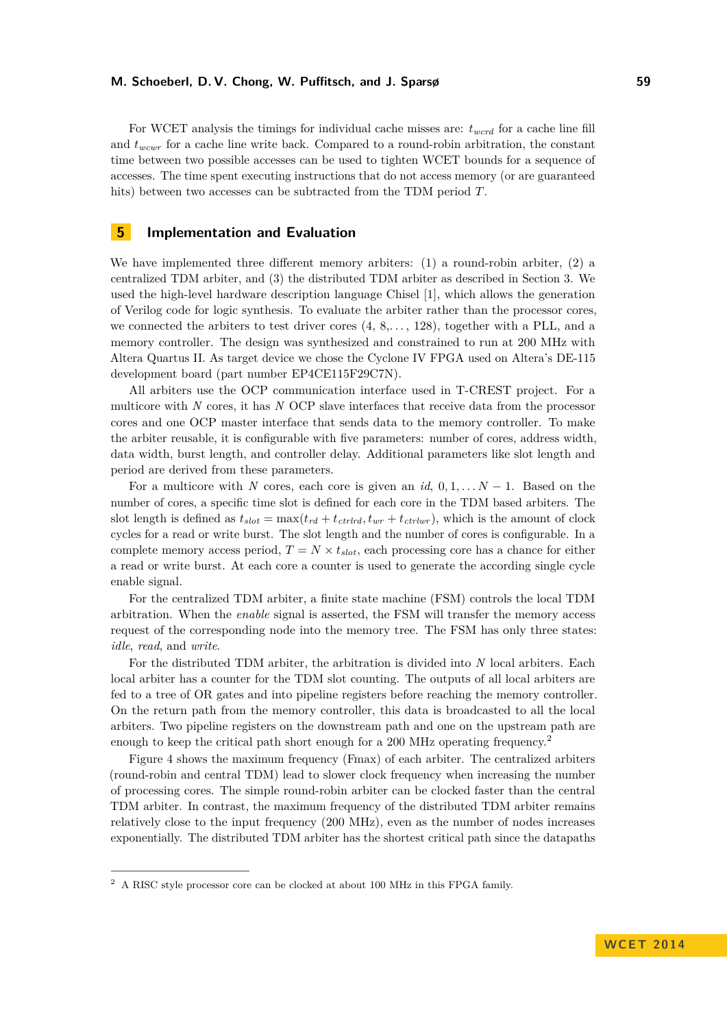For WCET analysis the timings for individual cache misses are: $t_{wcrd}$ for a cache line fill and $t_{wcwr}$ for a cache line write back. Compared to a round-robin arbitration, the constant time between two possible accesses can be used to tighten WCET bounds for a sequence of accesses. The time spent executing instructions that do not access memory (or are guaranteed hits) between two accesses can be subtracted from the TDM period $T$.

## 5 Implementation and Evaluation

We have implemented three different memory arbiters: (1) a round-robin arbiter, (2) a centralized TDM arbiter, and (3) the distributed TDM arbiter as described in Section 3. We used the high-level hardware description language Chisel [1], which allows the generation of Verilog code for logic synthesis. To evaluate the arbiter rather than the processor cores, we connected the arbiters to test driver cores (4, 8,. . . , 128), together with a PLL, and a memory controller. The design was synthesized and constrained to run at 200 MHz with Altera Quartus II. As target device we chose the Cyclone IV FPGA used on Altera's DE-115 development board (part number EP4CE115F29C7N).

All arbiters use the OCP communication interface used in T-CREST project. For a multicore with $N$ cores, it has $N$ OCP slave interfaces that receive data from the processor cores and one OCP master interface that sends data to the memory controller. To make the arbiter reusable, it is configurable with five parameters: number of cores, address width, data width, burst length, and controller delay. Additional parameters like slot length and period are derived from these parameters.

For a multicore with $N$ cores, each core is given an *id*, $0, 1, \ldots N-1$. Based on the number of cores, a specific time slot is defined for each core in the TDM based arbiters. The slot length is defined as $t_{slot} = \max(t_{rd} + t_{ctrlrd}, t_{wr} + t_{ctrlwr})$, which is the amount of clock cycles for a read or write burst. The slot length and the number of cores is configurable. In a complete memory access period, $T = N \times t_{slot}$, each processing core has a chance for either a read or write burst. At each core a counter is used to generate the according single cycle enable signal.

For the centralized TDM arbiter, a finite state machine (FSM) controls the local TDM arbitration. When the *enable* signal is asserted, the FSM will transfer the memory access request of the corresponding node into the memory tree. The FSM has only three states: *idle*, *read*, and *write*.

For the distributed TDM arbiter, the arbitration is divided into $N$ local arbiters. Each local arbiter has a counter for the TDM slot counting. The outputs of all local arbiters are fed to a tree of OR gates and into pipeline registers before reaching the memory controller. On the return path from the memory controller, this data is broadcasted to all the local arbiters. Two pipeline registers on the downstream path and one on the upstream path are enough to keep the critical path short enough for a 200 MHz operating frequency.[2]

Figure 4 shows the maximum frequency (Fmax) of each arbiter. The centralized arbiters (round-robin and central TDM) lead to slower clock frequency when increasing the number of processing cores. The simple round-robin arbiter can be clocked faster than the central TDM arbiter. In contrast, the maximum frequency of the distributed TDM arbiter remains relatively close to the input frequency (200 MHz), even as the number of nodes increases exponentially. The distributed TDM arbiter has the shortest critical path since the datapaths

[2] A RISC style processor core can be clocked at about 100 MHz in this FPGA family.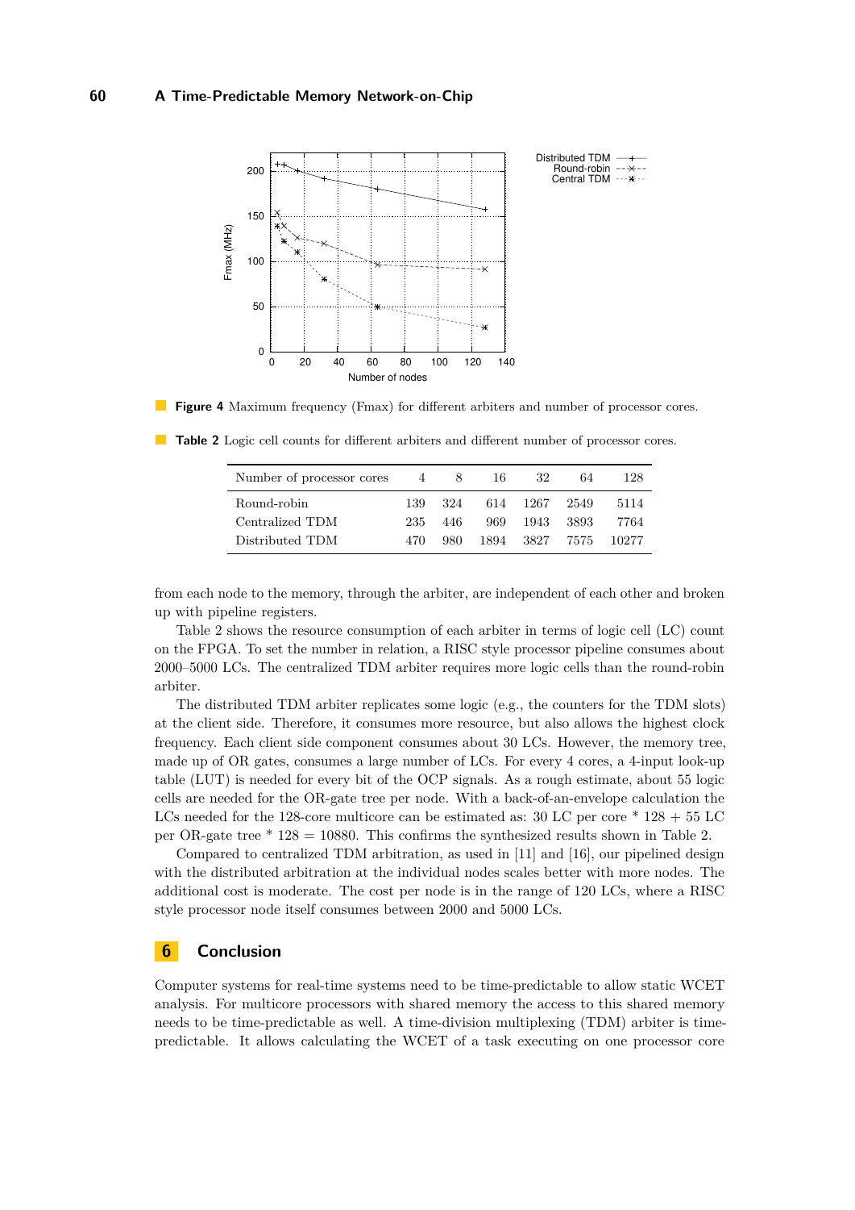**Figure 4** Maximum frequency (Fmax) for different arbiters and number of processor cores.

**Table 2** Logic cell counts for different arbiters and different number of processor cores.

| Number of processor cores | 4 | 8 | 16 | 32 | 64 | 128 |
|---|---|---|---|---|---|---|
| Round-robin | 139 | 324 | 614 | 1267 | 2549 | 5114 |
| Centralized TDM | 235 | 446 | 969 | 1943 | 3893 | 7764 |
| Distributed TDM | 470 | 980 | 1894 | 3827 | 7575 | 10277 |

from each node to the memory, through the arbiter, are independent of each other and broken up with pipeline registers.

Table 2 shows the resource consumption of each arbiter in terms of logic cell (LC) count on the FPGA. To set the number in relation, a RISC style processor pipeline consumes about 2000–5000 LCs. The centralized TDM arbiter requires more logic cells than the round-robin arbiter.

The distributed TDM arbiter replicates some logic (e.g., the counters for the TDM slots) at the client side. Therefore, it consumes more resource, but also allows the highest clock frequency. Each client side component consumes about 30 LCs. However, the memory tree, made up of OR gates, consumes a large number of LCs. For every 4 cores, a 4-input look-up table (LUT) is needed for every bit of the OCP signals. As a rough estimate, about 55 logic cells are needed for the OR-gate tree per node. With a back-of-an-envelope calculation the LCs needed for the 128-core multicore can be estimated as: 30 LC per core * 128 + 55 LC per OR-gate tree * 128 = 10880. This confirms the synthesized results shown in Table 2.

Compared to centralized TDM arbitration, as used in [11] and [16], our pipelined design with the distributed arbitration at the individual nodes scales better with more nodes. The additional cost is moderate. The cost per node is in the range of 120 LCs, where a RISC style processor node itself consumes between 2000 and 5000 LCs.

## 6 Conclusion

Computer systems for real-time systems need to be time-predictable to allow static WCET analysis. For multicore processors with shared memory the access to this shared memory needs to be time-predictable as well. A time-division multiplexing (TDM) arbiter is time-predictable. It allows calculating the WCET of a task executing on one processor core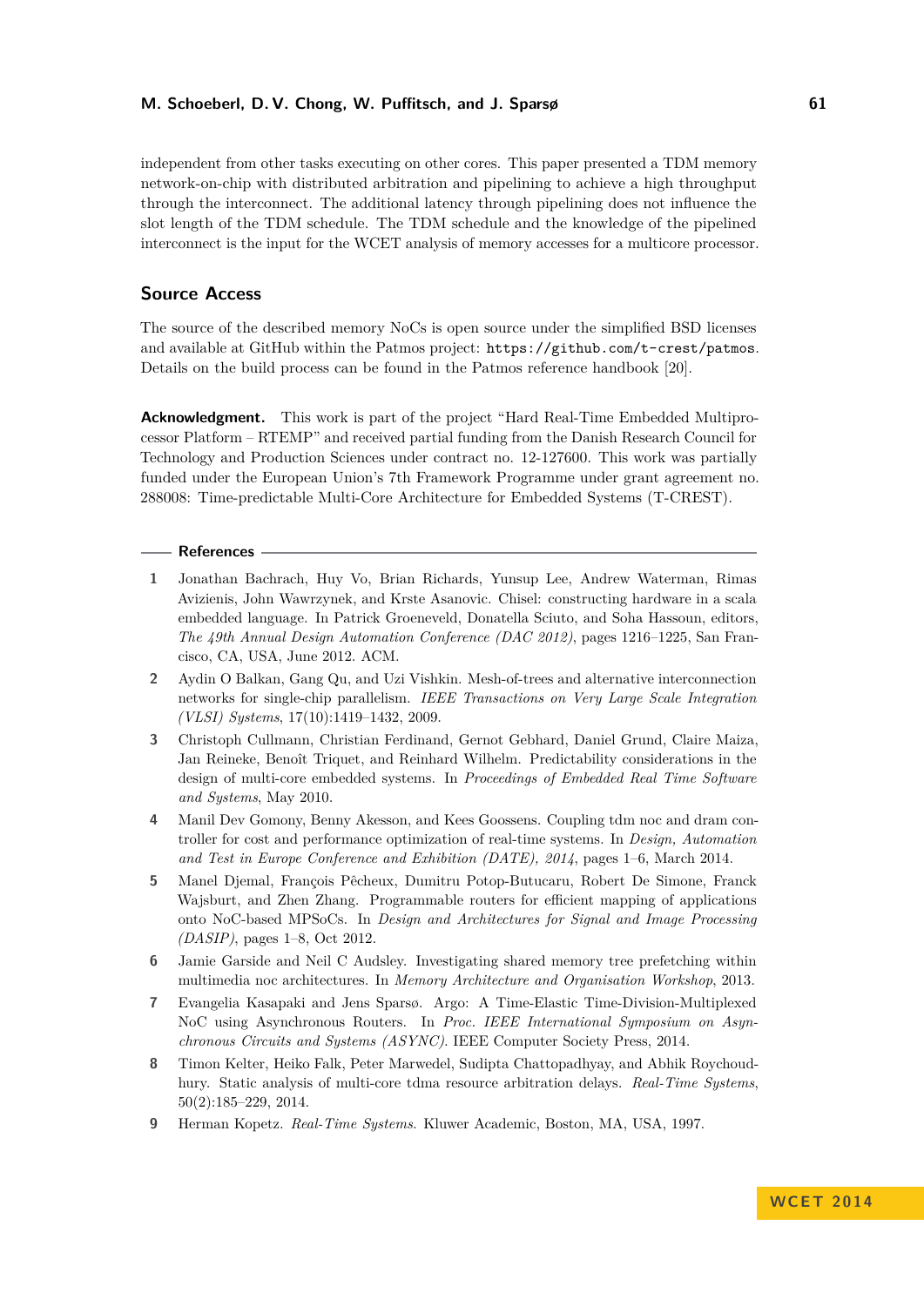independent from other tasks executing on other cores. This paper presented a TDM memory network-on-chip with distributed arbitration and pipelining to achieve a high throughput through the interconnect. The additional latency through pipelining does not influence the slot length of the TDM schedule. The TDM schedule and the knowledge of the pipelined interconnect is the input for the WCET analysis of memory accesses for a multicore processor.

## Source Access

The source of the described memory NoCs is open source under the simplified BSD licenses and available at GitHub within the Patmos project: `https://github.com/t-crest/patmos`. Details on the build process can be found in the Patmos reference handbook [20].

**Acknowledgment.** This work is part of the project "Hard Real-Time Embedded Multiprocessor Platform – RTEMP" and received partial funding from the Danish Research Council for Technology and Production Sciences under contract no. 12-127600. This work was partially funded under the European Union's 7th Framework Programme under grant agreement no. 288008: Time-predictable Multi-Core Architecture for Embedded Systems (T-CREST).

## References

1. Jonathan Bachrach, Huy Vo, Brian Richards, Yunsup Lee, Andrew Waterman, Rimas Avizienis, John Wawrzynek, and Krste Asanovic. Chisel: constructing hardware in a scala embedded language. In Patrick Groeneveld, Donatella Sciuto, and Soha Hassoun, editors, *The 49th Annual Design Automation Conference (DAC 2012)*, pages 1216–1225, San Francisco, CA, USA, June 2012. ACM.
2. Aydin O Balkan, Gang Qu, and Uzi Vishkin. Mesh-of-trees and alternative interconnection networks for single-chip parallelism. *IEEE Transactions on Very Large Scale Integration (VLSI) Systems*, 17(10):1419–1432, 2009.
3. Christoph Cullmann, Christian Ferdinand, Gernot Gebhard, Daniel Grund, Claire Maiza, Jan Reineke, Benoît Triquet, and Reinhard Wilhelm. Predictability considerations in the design of multi-core embedded systems. In *Proceedings of Embedded Real Time Software and Systems*, May 2010.
4. Manil Dev Gomony, Benny Akesson, and Kees Goossens. Coupling tdm noc and dram controller for cost and performance optimization of real-time systems. In *Design, Automation and Test in Europe Conference and Exhibition (DATE), 2014*, pages 1–6, March 2014.
5. Manel Djemal, François Pêcheux, Dumitru Potop-Butucaru, Robert De Simone, Franck Wajsburt, and Zhen Zhang. Programmable routers for efficient mapping of applications onto NoC-based MPSoCs. In *Design and Architectures for Signal and Image Processing (DASIP)*, pages 1–8, Oct 2012.
6. Jamie Garside and Neil C Audsley. Investigating shared memory tree prefetching within multimedia noc architectures. In *Memory Architecture and Organisation Workshop*, 2013.
7. Evangelia Kasapaki and Jens Sparsø. Argo: A Time-Elastic Time-Division-Multiplexed NoC using Asynchronous Routers. In *Proc. IEEE International Symposium on Asynchronous Circuits and Systems (ASYNC)*. IEEE Computer Society Press, 2014.
8. Timon Kelter, Heiko Falk, Peter Marwedel, Sudipta Chattopadhyay, and Abhik Roychoudhury. Static analysis of multi-core tdma resource arbitration delays. *Real-Time Systems*, 50(2):185–229, 2014.
9. Herman Kopetz. *Real-Time Systems*. Kluwer Academic, Boston, MA, USA, 1997.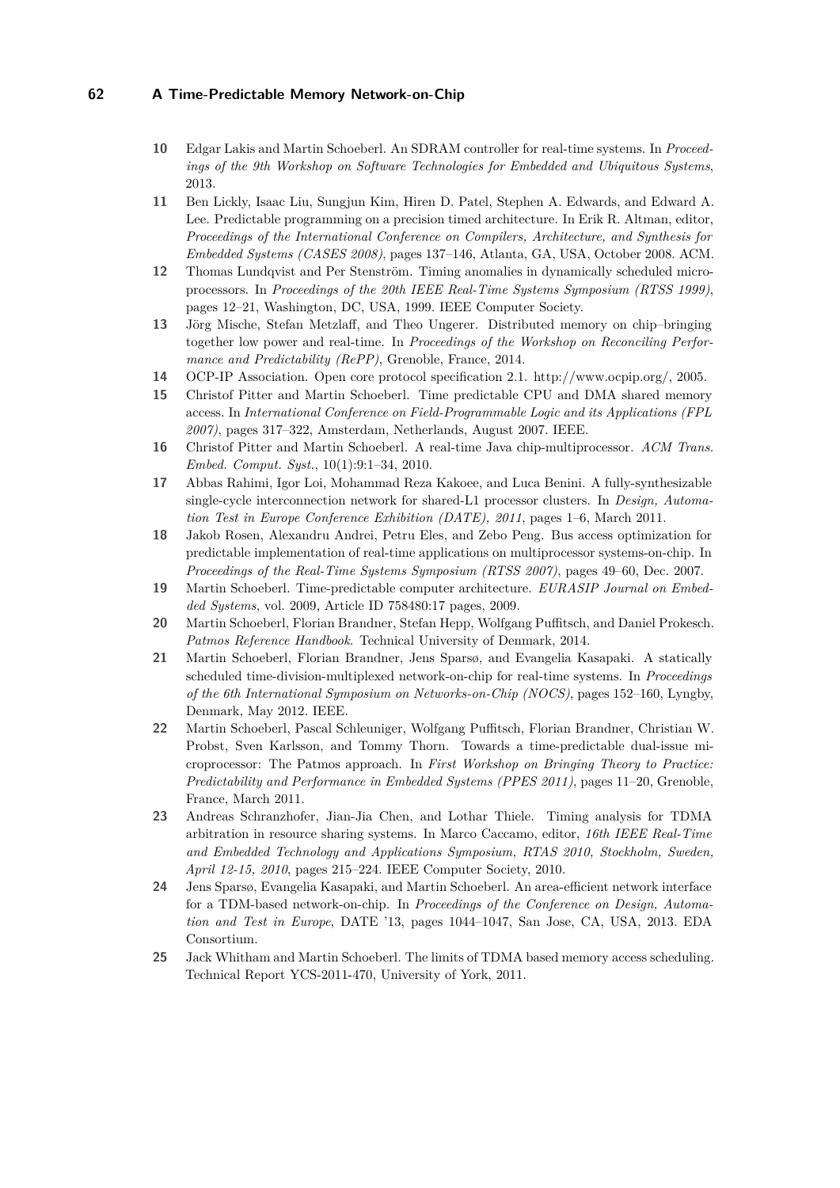10 Edgar Lakis and Martin Schoeberl. An SDRAM controller for real-time systems. In *Proceedings of the 9th Workshop on Software Technologies for Embedded and Ubiquitous Systems*, 2013.

11 Ben Lickly, Isaac Liu, Sungjun Kim, Hiren D. Patel, Stephen A. Edwards, and Edward A. Lee. Predictable programming on a precision timed architecture. In Erik R. Altman, editor, *Proceedings of the International Conference on Compilers, Architecture, and Synthesis for Embedded Systems (CASES 2008)*, pages 137–146, Atlanta, GA, USA, October 2008. ACM.

12 Thomas Lundqvist and Per Stenström. Timing anomalies in dynamically scheduled microprocessors. In *Proceedings of the 20th IEEE Real-Time Systems Symposium (RTSS 1999)*, pages 12–21, Washington, DC, USA, 1999. IEEE Computer Society.

13 Jörg Mische, Stefan Metzlaff, and Theo Ungerer. Distributed memory on chip–bringing together low power and real-time. In *Proceedings of the Workshop on Reconciling Performance and Predictability (RePP)*, Grenoble, France, 2014.

14 OCP-IP Association. Open core protocol specification 2.1. http://www.ocpip.org/, 2005.

15 Christof Pitter and Martin Schoeberl. Time predictable CPU and DMA shared memory access. In *International Conference on Field-Programmable Logic and its Applications (FPL 2007)*, pages 317–322, Amsterdam, Netherlands, August 2007. IEEE.

16 Christof Pitter and Martin Schoeberl. A real-time Java chip-multiprocessor. *ACM Trans. Embed. Comput. Syst.*, 10(1):9:1–34, 2010.

17 Abbas Rahimi, Igor Loi, Mohammad Reza Kakoee, and Luca Benini. A fully-synthesizable single-cycle interconnection network for shared-L1 processor clusters. In *Design, Automation Test in Europe Conference Exhibition (DATE), 2011*, pages 1–6, March 2011.

18 Jakob Rosen, Alexandru Andrei, Petru Eles, and Zebo Peng. Bus access optimization for predictable implementation of real-time applications on multiprocessor systems-on-chip. In *Proceedings of the Real-Time Systems Symposium (RTSS 2007)*, pages 49–60, Dec. 2007.

19 Martin Schoeberl. Time-predictable computer architecture. *EURASIP Journal on Embedded Systems*, vol. 2009, Article ID 758480:17 pages, 2009.

20 Martin Schoeberl, Florian Brandner, Stefan Hepp, Wolfgang Puffitsch, and Daniel Prokesch. *Patmos Reference Handbook*. Technical University of Denmark, 2014.

21 Martin Schoeberl, Florian Brandner, Jens Sparsø, and Evangelia Kasapaki. A statically scheduled time-division-multiplexed network-on-chip for real-time systems. In *Proceedings of the 6th International Symposium on Networks-on-Chip (NOCS)*, pages 152–160, Lyngby, Denmark, May 2012. IEEE.

22 Martin Schoeberl, Pascal Schleuniger, Wolfgang Puffitsch, Florian Brandner, Christian W. Probst, Sven Karlsson, and Tommy Thorn. Towards a time-predictable dual-issue microprocessor: The Patmos approach. In *First Workshop on Bringing Theory to Practice: Predictability and Performance in Embedded Systems (PPES 2011)*, pages 11–20, Grenoble, France, March 2011.

23 Andreas Schranzhofer, Jian-Jia Chen, and Lothar Thiele. Timing analysis for TDMA arbitration in resource sharing systems. In Marco Caccamo, editor, *16th IEEE Real-Time and Embedded Technology and Applications Symposium, RTAS 2010, Stockholm, Sweden, April 12-15, 2010*, pages 215–224. IEEE Computer Society, 2010.

24 Jens Sparsø, Evangelia Kasapaki, and Martin Schoeberl. An area-efficient network interface for a TDM-based network-on-chip. In *Proceedings of the Conference on Design, Automation and Test in Europe*, DATE '13, pages 1044–1047, San Jose, CA, USA, 2013. EDA Consortium.

25 Jack Whitham and Martin Schoeberl. The limits of TDMA based memory access scheduling. Technical Report YCS-2011-470, University of York, 2011.